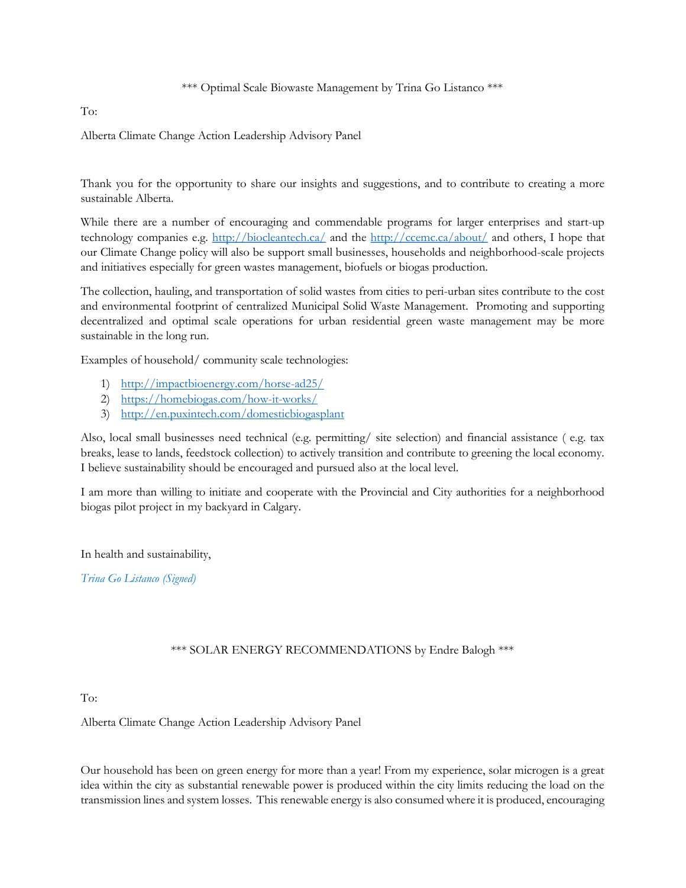*** Optimal Scale Biowaste Management by Trina Go Listanco ***

To:

Alberta Climate Change Action Leadership Advisory Panel

Thank you for the opportunity to share our insights and suggestions, and to contribute to creating a more sustainable Alberta.

While there are a number of encouraging and commendable programs for larger enterprises and start-up technology companies e.g. http://biocleantech.ca/ and the http://ccemc.ca/about/ and others, I hope that our Climate Change policy will also be support small businesses, households and neighborhood-scale projects and initiatives especially for green wastes management, biofuels or biogas production.

The collection, hauling, and transportation of solid wastes from cities to peri-urban sites contribute to the cost and environmental footprint of centralized Municipal Solid Waste Management. Promoting and supporting decentralized and optimal scale operations for urban residential green waste management may be more sustainable in the long run.

Examples of household/ community scale technologies:

1) http://impactbioenergy.com/horse-ad25/
2) https://homebiogas.com/how-it-works/
3) http://en.puxintech.com/domesticbiogasplant

Also, local small businesses need technical (e.g. permitting/ site selection) and financial assistance ( e.g. tax breaks, lease to lands, feedstock collection) to actively transition and contribute to greening the local economy. I believe sustainability should be encouraged and pursued also at the local level.

I am more than willing to initiate and cooperate with the Provincial and City authorities for a neighborhood biogas pilot project in my backyard in Calgary.

In health and sustainability,

*Trina Go Listanco (Signed)*

*** SOLAR ENERGY RECOMMENDATIONS by Endre Balogh ***

To:

Alberta Climate Change Action Leadership Advisory Panel

Our household has been on green energy for more than a year! From my experience, solar microgen is a great idea within the city as substantial renewable power is produced within the city limits reducing the load on the transmission lines and system losses. This renewable energy is also consumed where it is produced, encouraging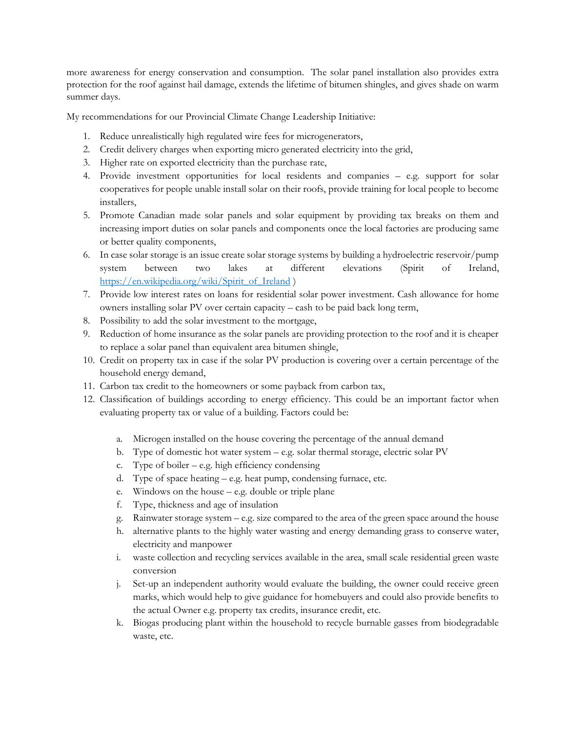more awareness for energy conservation and consumption. The solar panel installation also provides extra protection for the roof against hail damage, extends the lifetime of bitumen shingles, and gives shade on warm summer days.

My recommendations for our Provincial Climate Change Leadership Initiative:

1. Reduce unrealistically high regulated wire fees for microgenerators,
2. Credit delivery charges when exporting micro generated electricity into the grid,
3. Higher rate on exported electricity than the purchase rate,
4. Provide investment opportunities for local residents and companies – e.g. support for solar cooperatives for people unable install solar on their roofs, provide training for local people to become installers,
5. Promote Canadian made solar panels and solar equipment by providing tax breaks on them and increasing import duties on solar panels and components once the local factories are producing same or better quality components,
6. In case solar storage is an issue create solar storage systems by building a hydroelectric reservoir/pump system between two lakes at different elevations (Spirit of Ireland, https://en.wikipedia.org/wiki/Spirit_of_Ireland )
7. Provide low interest rates on loans for residential solar power investment. Cash allowance for home owners installing solar PV over certain capacity – cash to be paid back long term,
8. Possibility to add the solar investment to the mortgage,
9. Reduction of home insurance as the solar panels are providing protection to the roof and it is cheaper to replace a solar panel than equivalent area bitumen shingle,
10. Credit on property tax in case if the solar PV production is covering over a certain percentage of the household energy demand,
11. Carbon tax credit to the homeowners or some payback from carbon tax,
12. Classification of buildings according to energy efficiency. This could be an important factor when evaluating property tax or value of a building. Factors could be:

    a. Microgen installed on the house covering the percentage of the annual demand
    b. Type of domestic hot water system – e.g. solar thermal storage, electric solar PV
    c. Type of boiler – e.g. high efficiency condensing
    d. Type of space heating – e.g. heat pump, condensing furnace, etc.
    e. Windows on the house – e.g. double or triple plane
    f. Type, thickness and age of insulation
    g. Rainwater storage system – e.g. size compared to the area of the green space around the house
    h. alternative plants to the highly water wasting and energy demanding grass to conserve water, electricity and manpower
    i. waste collection and recycling services available in the area, small scale residential green waste conversion
    j. Set-up an independent authority would evaluate the building, the owner could receive green marks, which would help to give guidance for homebuyers and could also provide benefits to the actual Owner e.g. property tax credits, insurance credit, etc.
    k. Biogas producing plant within the household to recycle burnable gasses from biodegradable waste, etc.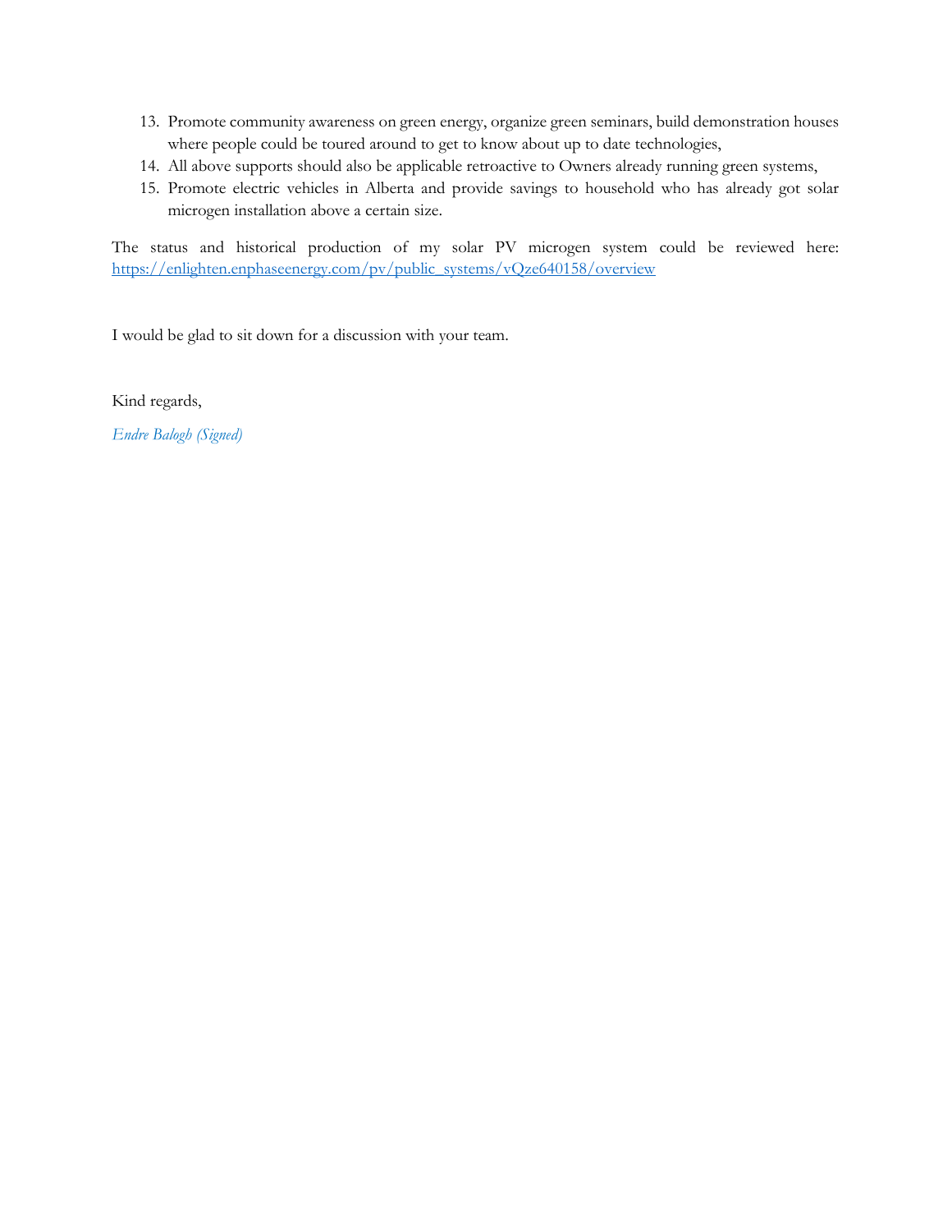13. Promote community awareness on green energy, organize green seminars, build demonstration houses where people could be toured around to get to know about up to date technologies,
14. All above supports should also be applicable retroactive to Owners already running green systems,
15. Promote electric vehicles in Alberta and provide savings to household who has already got solar microgen installation above a certain size.

The status and historical production of my solar PV microgen system could be reviewed here: https://enlighten.enphaseenergy.com/pv/public_systems/vQze640158/overview

I would be glad to sit down for a discussion with your team.

Kind regards,

*Endre Balogh (Signed)*